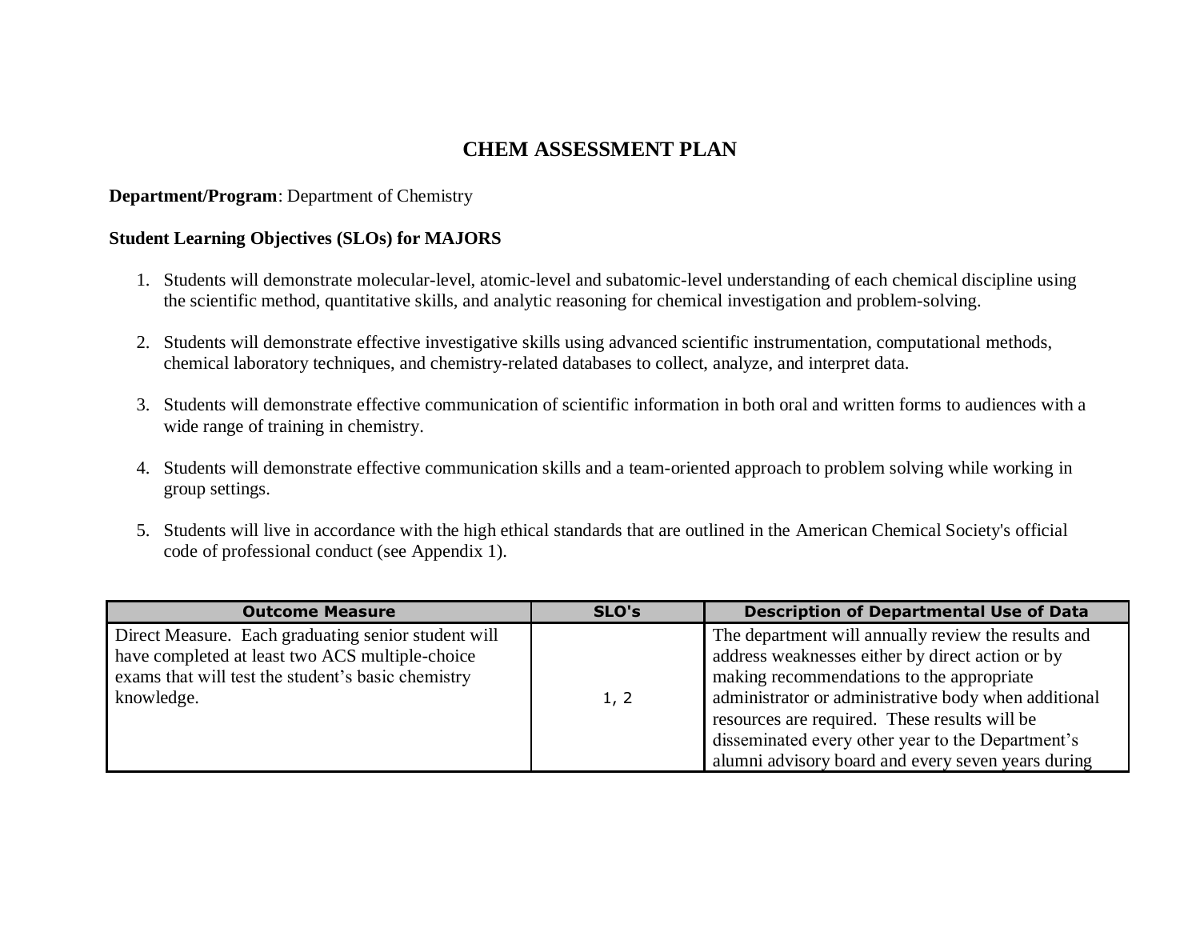# CHEM ASSESSMENT PLAN

**Department/Program**: Department of Chemistry

**Student Learning Objectives (SLOs) for MAJORS**

1. Students will demonstrate molecular-level, atomic-level and subatomic-level understanding of each chemical discipline using the scientific method, quantitative skills, and analytic reasoning for chemical investigation and problem-solving.

2. Students will demonstrate effective investigative skills using advanced scientific instrumentation, computational methods, chemical laboratory techniques, and chemistry-related databases to collect, analyze, and interpret data.

3. Students will demonstrate effective communication of scientific information in both oral and written forms to audiences with a wide range of training in chemistry.

4. Students will demonstrate effective communication skills and a team-oriented approach to problem solving while working in group settings.

5. Students will live in accordance with the high ethical standards that are outlined in the American Chemical Society's official code of professional conduct (see Appendix 1).

| Outcome Measure | SLO's | Description of Departmental Use of Data |
|---|---|---|
| Direct Measure. Each graduating senior student will have completed at least two ACS multiple-choice exams that will test the student's basic chemistry knowledge. | 1, 2 | The department will annually review the results and address weaknesses either by direct action or by making recommendations to the appropriate administrator or administrative body when additional resources are required. These results will be disseminated every other year to the Department's alumni advisory board and every seven years during |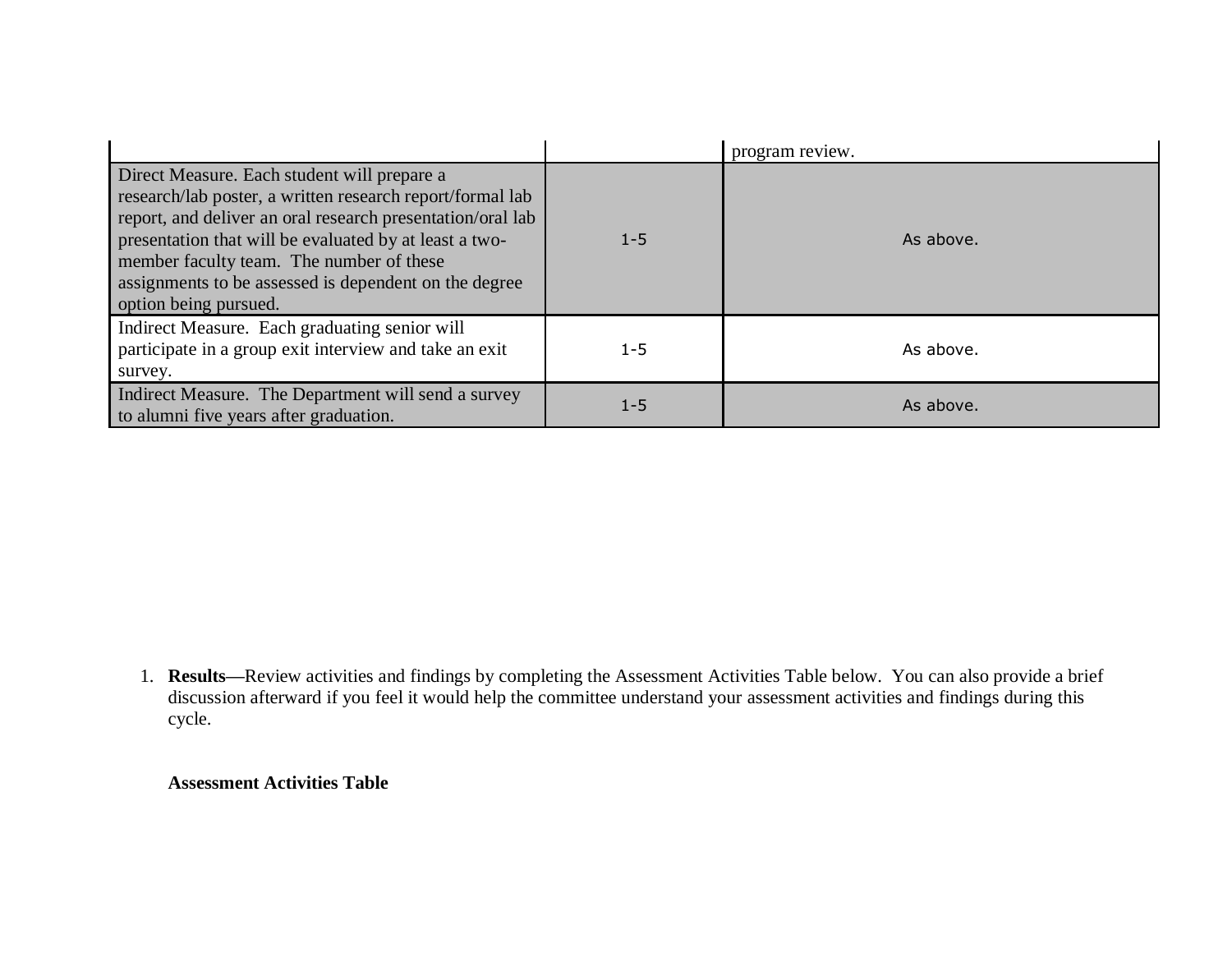| | | |
|---|---|---|
| | | program review. |
| Direct Measure. Each student will prepare a research/lab poster, a written research report/formal lab report, and deliver an oral research presentation/oral lab presentation that will be evaluated by at least a two-member faculty team. The number of these assignments to be assessed is dependent on the degree option being pursued. | 1-5 | As above. |
| Indirect Measure. Each graduating senior will participate in a group exit interview and take an exit survey. | 1-5 | As above. |
| Indirect Measure. The Department will send a survey to alumni five years after graduation. | 1-5 | As above. |

1. **Results—**Review activities and findings by completing the Assessment Activities Table below. You can also provide a brief discussion afterward if you feel it would help the committee understand your assessment activities and findings during this cycle.

**Assessment Activities Table**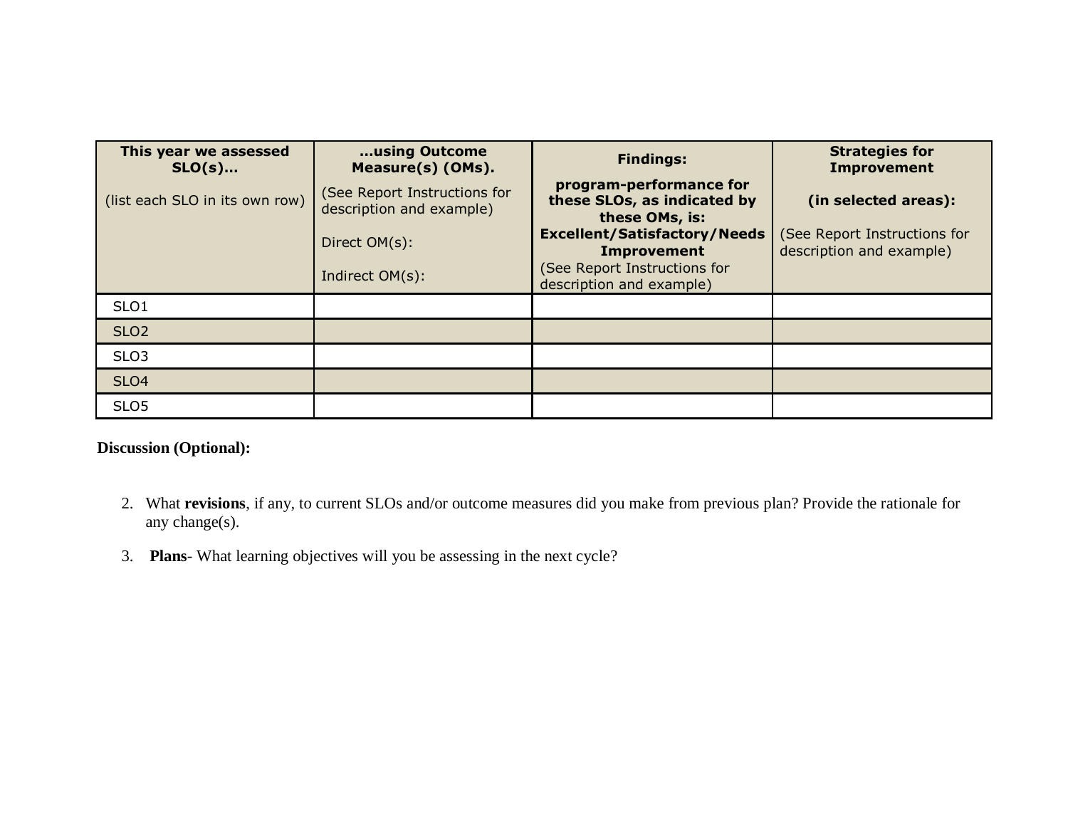| **This year we assessed SLO(s)…** (list each SLO in its own row) | **…using Outcome Measure(s) (OMs).** (See Report Instructions for description and example) Direct OM(s): Indirect OM(s): | **Findings: program-performance for these SLOs, as indicated by these OMs, is: Excellent/Satisfactory/Needs Improvement** (See Report Instructions for description and example) | **Strategies for Improvement (in selected areas):** (See Report Instructions for description and example) |
|---|---|---|---|
| SLO1 | | | |
| SLO2 | | | |
| SLO3 | | | |
| SLO4 | | | |
| SLO5 | | | |

**Discussion (Optional):**

2. What **revisions**, if any, to current SLOs and/or outcome measures did you make from previous plan? Provide the rationale for any change(s).

3. **Plans**- What learning objectives will you be assessing in the next cycle?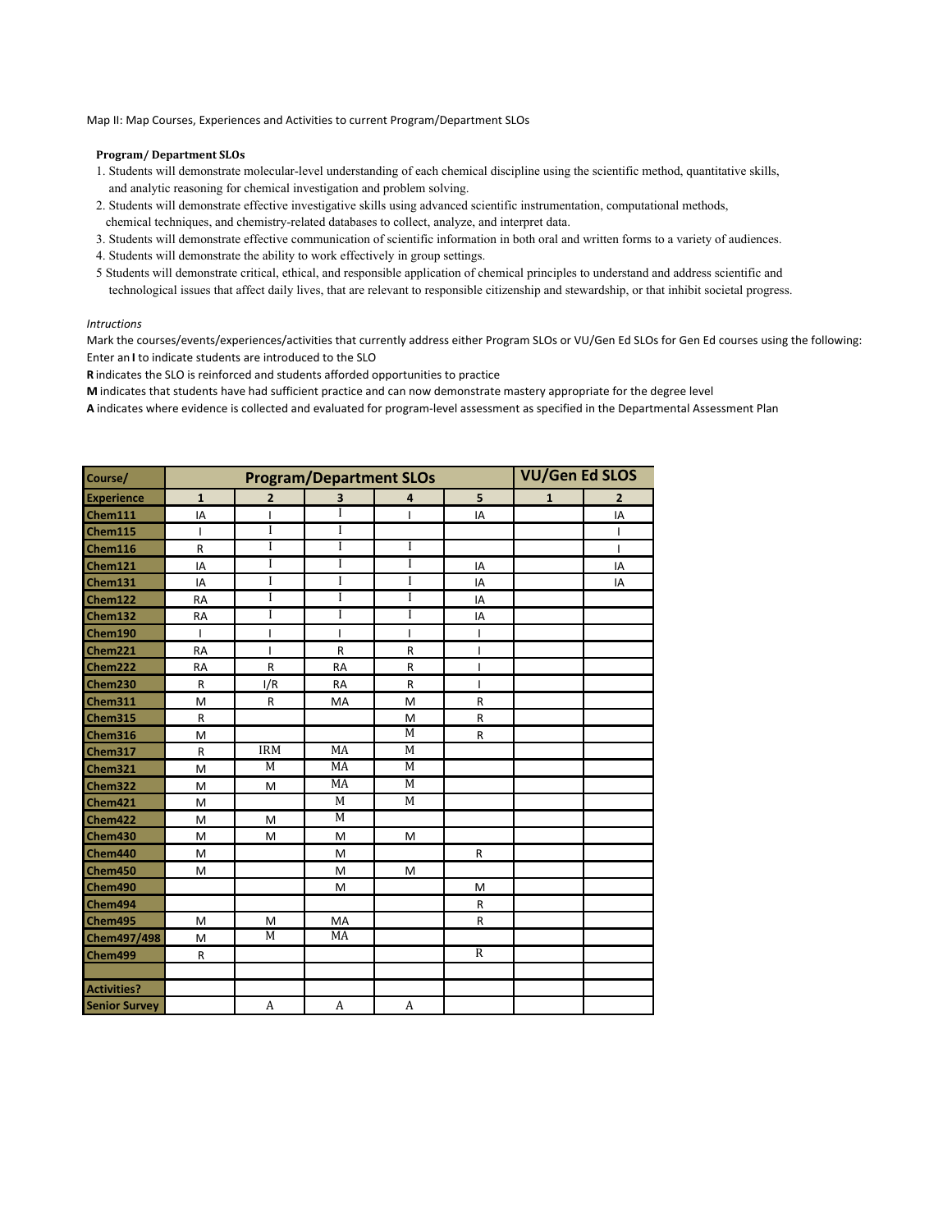Map II: Map Courses, Experiences and Activities to current Program/Department SLOs

**Program/ Department SLOs**

1. Students will demonstrate molecular-level understanding of each chemical discipline using the scientific method, quantitative skills, and analytic reasoning for chemical investigation and problem solving.
2. Students will demonstrate effective investigative skills using advanced scientific instrumentation, computational methods, chemical techniques, and chemistry-related databases to collect, analyze, and interpret data.
3. Students will demonstrate effective communication of scientific information in both oral and written forms to a variety of audiences.
4. Students will demonstrate the ability to work effectively in group settings.
5. Students will demonstrate critical, ethical, and responsible application of chemical principles to understand and address scientific and technological issues that affect daily lives, that are relevant to responsible citizenship and stewardship, or that inhibit societal progress.

*Intructions*

Mark the courses/events/experiences/activities that currently address either Program SLOs or VU/Gen Ed SLOs for Gen Ed courses using the following:
Enter an **I** to indicate students are introduced to the SLO
**R** indicates the SLO is reinforced and students afforded opportunities to practice
**M** indicates that students have had sufficient practice and can now demonstrate mastery appropriate for the degree level
**A** indicates where evidence is collected and evaluated for program-level assessment as specified in the Departmental Assessment Plan

| Course/ | Program/Department SLOs | | | | | VU/Gen Ed SLOS | |
|---|---|---|---|---|---|---|---|
| Experience | 1 | 2 | 3 | 4 | 5 | 1 | 2 |
| Chem111 | IA | I | I | I | IA | | IA |
| Chem115 | I | I | I | | | | I |
| Chem116 | R | I | I | I | | | I |
| Chem121 | IA | I | I | I | IA | | IA |
| Chem131 | IA | I | I | I | IA | | IA |
| Chem122 | RA | I | I | I | IA | | |
| Chem132 | RA | I | I | I | IA | | |
| Chem190 | I | I | I | I | I | | |
| Chem221 | RA | I | R | R | I | | |
| Chem222 | RA | R | RA | R | I | | |
| Chem230 | R | I/R | RA | R | I | | |
| Chem311 | M | R | MA | M | R | | |
| Chem315 | R | | | M | R | | |
| Chem316 | M | | | M | R | | |
| Chem317 | R | IRM | MA | M | | | |
| Chem321 | M | M | MA | M | | | |
| Chem322 | M | M | MA | M | | | |
| Chem421 | M | | M | M | | | |
| Chem422 | M | M | M | | | | |
| Chem430 | M | M | M | M | | | |
| Chem440 | M | | M | | R | | |
| Chem450 | M | | M | M | | | |
| Chem490 | | | M | | M | | |
| Chem494 | | | | | R | | |
| Chem495 | M | M | MA | | R | | |
| Chem497/498 | M | M | MA | | | | |
| Chem499 | R | | | | R | | |
| | | | | | | | |
| Activities? | | | | | | | |
| Senior Survey | | A | A | A | | | |